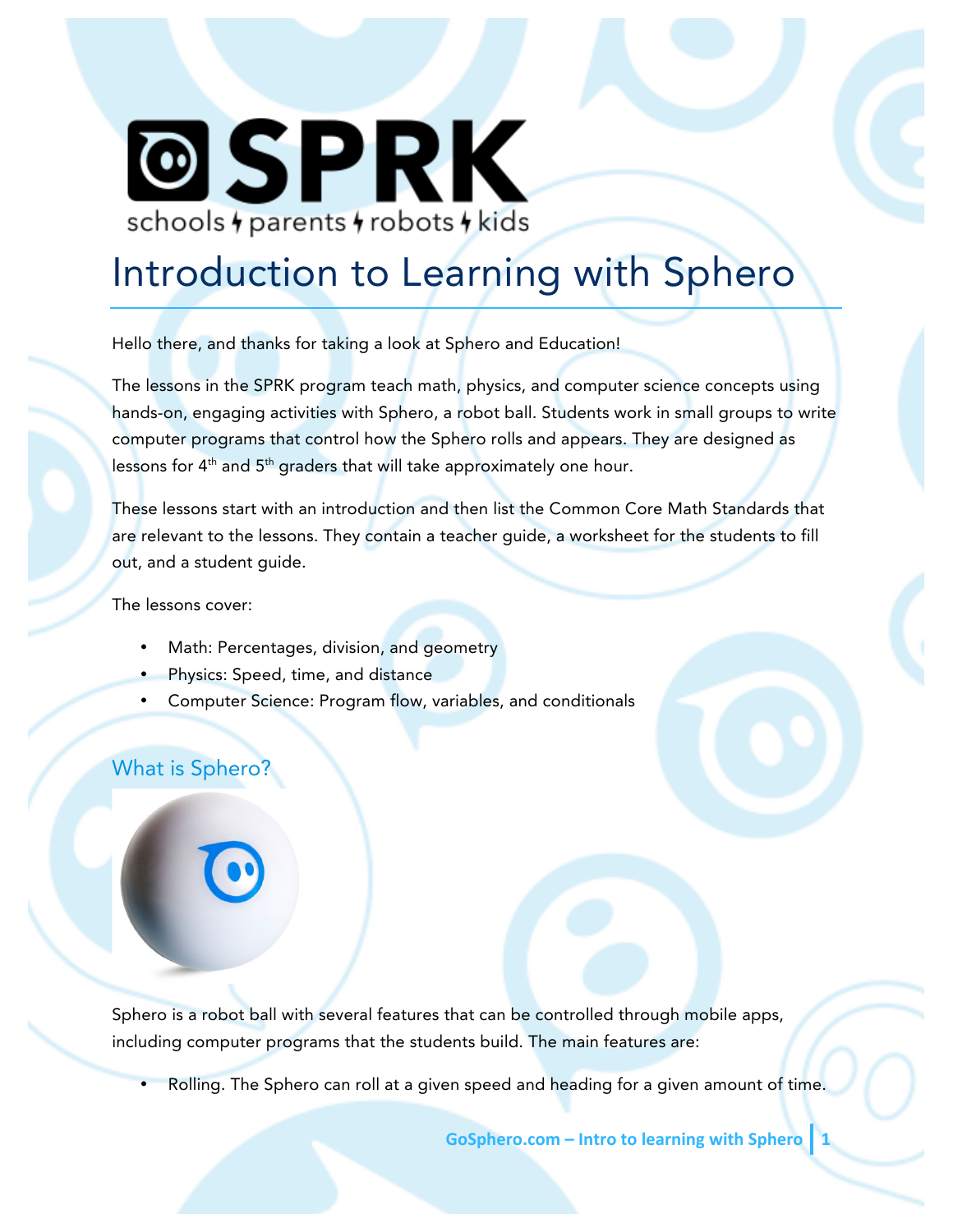# SPRK

schools ϟ parents ϟ robots ϟ kids

# Introduction to Learning with Sphero

Hello there, and thanks for taking a look at Sphero and Education!

The lessons in the SPRK program teach math, physics, and computer science concepts using hands-on, engaging activities with Sphero, a robot ball. Students work in small groups to write computer programs that control how the Sphero rolls and appears. They are designed as lessons for 4th and 5th graders that will take approximately one hour.

These lessons start with an introduction and then list the Common Core Math Standards that are relevant to the lessons. They contain a teacher guide, a worksheet for the students to fill out, and a student guide.

The lessons cover:

- Math: Percentages, division, and geometry
- Physics: Speed, time, and distance
- Computer Science: Program flow, variables, and conditionals

## What is Sphero?

Sphero is a robot ball with several features that can be controlled through mobile apps, including computer programs that the students build. The main features are:

- Rolling. The Sphero can roll at a given speed and heading for a given amount of time.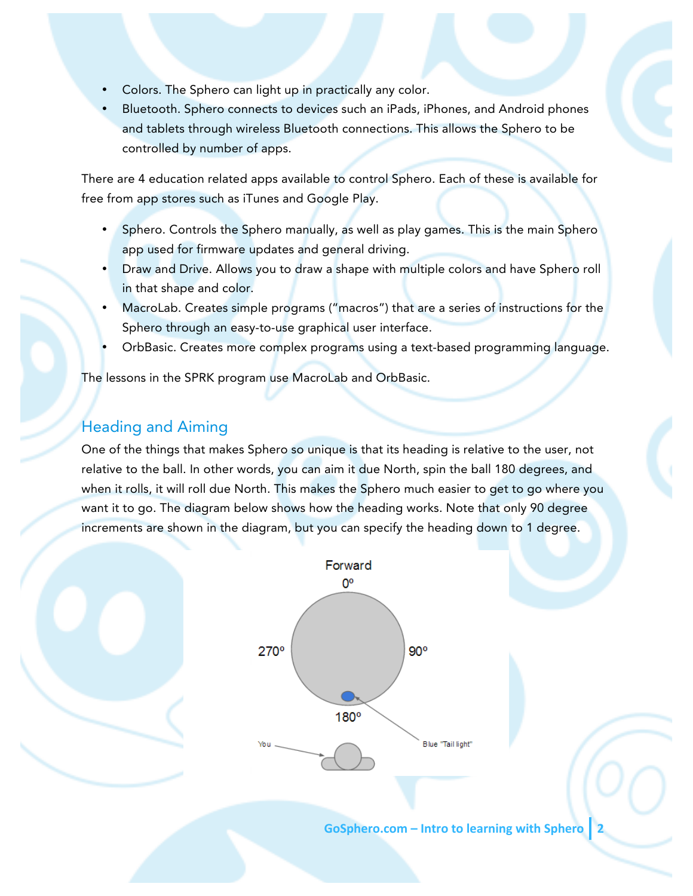- Colors. The Sphero can light up in practically any color.
- Bluetooth. Sphero connects to devices such an iPads, iPhones, and Android phones and tablets through wireless Bluetooth connections. This allows the Sphero to be controlled by number of apps.

There are 4 education related apps available to control Sphero. Each of these is available for free from app stores such as iTunes and Google Play.

- Sphero. Controls the Sphero manually, as well as play games. This is the main Sphero app used for firmware updates and general driving.
- Draw and Drive. Allows you to draw a shape with multiple colors and have Sphero roll in that shape and color.
- MacroLab. Creates simple programs (“macros”) that are a series of instructions for the Sphero through an easy-to-use graphical user interface.
- OrbBasic. Creates more complex programs using a text-based programming language.

The lessons in the SPRK program use MacroLab and OrbBasic.

## Heading and Aiming

One of the things that makes Sphero so unique is that its heading is relative to the user, not relative to the ball. In other words, you can aim it due North, spin the ball 180 degrees, and when it rolls, it will roll due North. This makes the Sphero much easier to get to go where you want it to go. The diagram below shows how the heading works. Note that only 90 degree increments are shown in the diagram, but you can specify the heading down to 1 degree.

Forward

0º

270º

90º

180º

You

Blue "Tail light"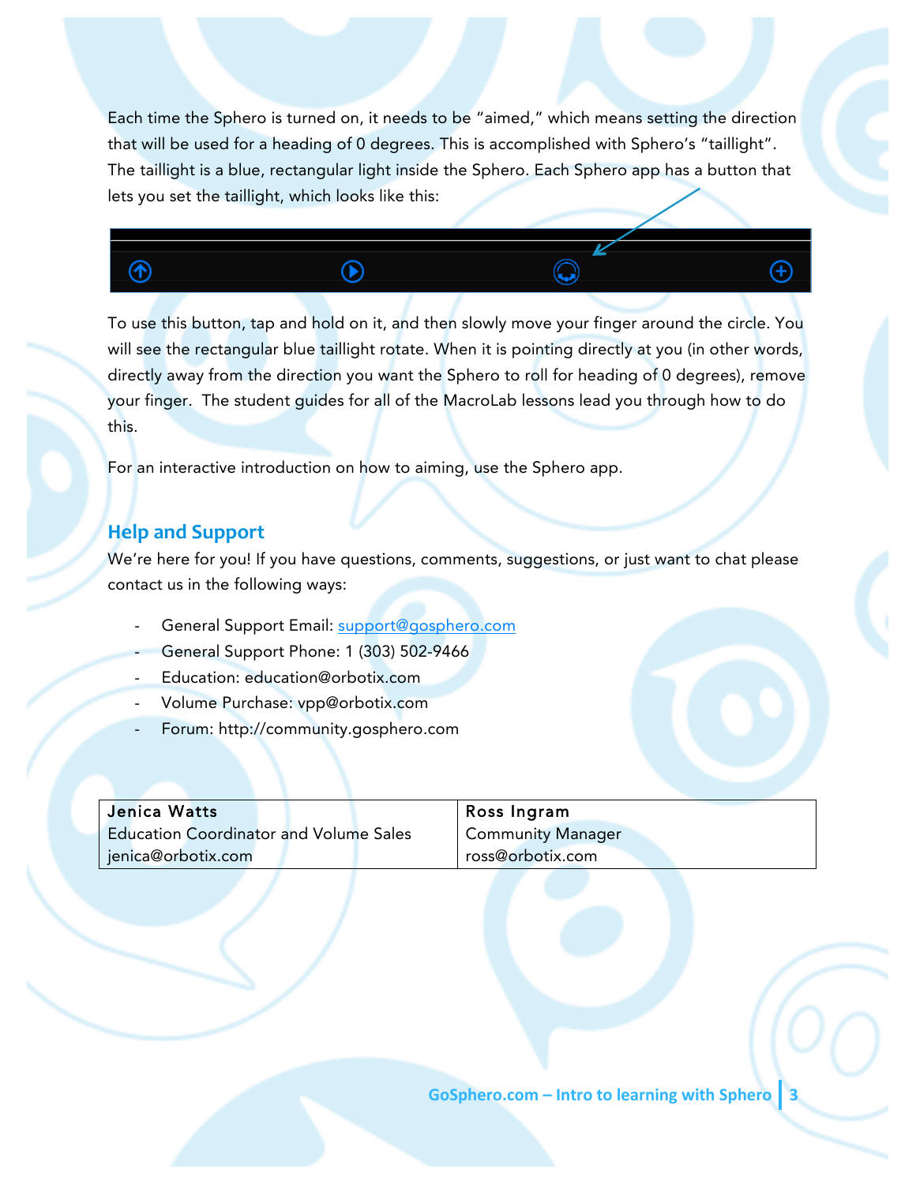Each time the Sphero is turned on, it needs to be "aimed," which means setting the direction that will be used for a heading of 0 degrees. This is accomplished with Sphero's "taillight". The taillight is a blue, rectangular light inside the Sphero. Each Sphero app has a button that lets you set the taillight, which looks like this:

To use this button, tap and hold on it, and then slowly move your finger around the circle. You will see the rectangular blue taillight rotate. When it is pointing directly at you (in other words, directly away from the direction you want the Sphero to roll for heading of 0 degrees), remove your finger. The student guides for all of the MacroLab lessons lead you through how to do this.

For an interactive introduction on how to aiming, use the Sphero app.

## Help and Support

We're here for you! If you have questions, comments, suggestions, or just want to chat please contact us in the following ways:

- General Support Email: support@gosphero.com
- General Support Phone: 1 (303) 502-9466
- Education: education@orbotix.com
- Volume Purchase: vpp@orbotix.com
- Forum: http://community.gosphero.com

| | |
|---|---|
| Jenica Watts<br>Education Coordinator and Volume Sales<br>jenica@orbotix.com | Ross Ingram<br>Community Manager<br>ross@orbotix.com |